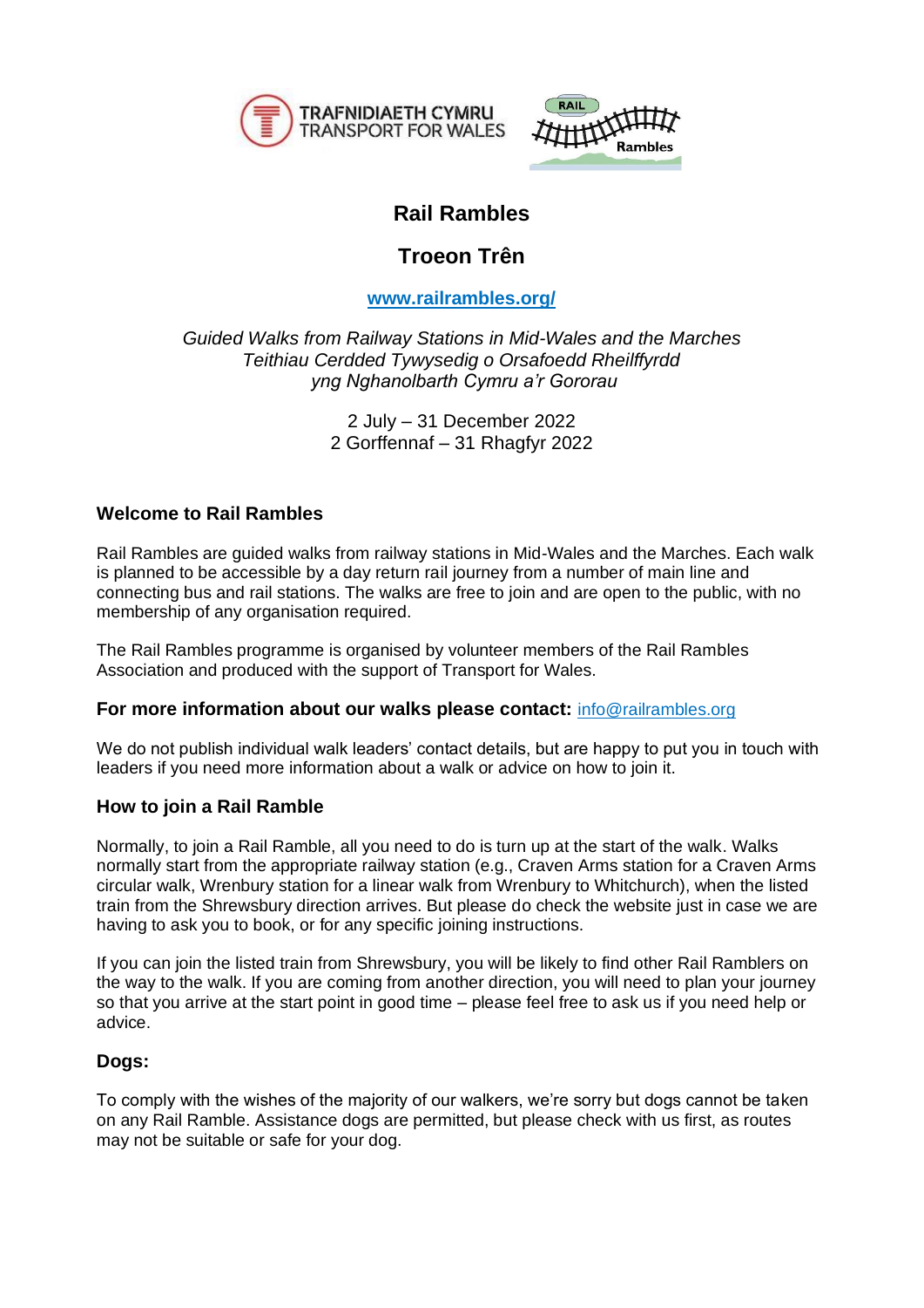TRAFNIDIAETH CYMRU
TRANSPORT FOR WALES

# Rail Rambles

# Troeon Trên

**[www.railrambles.org/](http://www.railrambles.org/)**

*Guided Walks from Railway Stations in Mid-Wales and the Marches*
*Teithiau Cerdded Tywysedig o Orsafoedd Rheilffyrdd*
*yng Nghanolbarth Cymru a'r Gororau*

2 July – 31 December 2022
2 Gorffennaf – 31 Rhagfyr 2022

### Welcome to Rail Rambles

Rail Rambles are guided walks from railway stations in Mid-Wales and the Marches. Each walk is planned to be accessible by a day return rail journey from a number of main line and connecting bus and rail stations. The walks are free to join and are open to the public, with no membership of any organisation required.

The Rail Rambles programme is organised by volunteer members of the Rail Rambles Association and produced with the support of Transport for Wales.

**For more information about our walks please contact:** [info@railrambles.org](mailto:info@railrambles.org)

We do not publish individual walk leaders' contact details, but are happy to put you in touch with leaders if you need more information about a walk or advice on how to join it.

### How to join a Rail Ramble

Normally, to join a Rail Ramble, all you need to do is turn up at the start of the walk. Walks normally start from the appropriate railway station (e.g., Craven Arms station for a Craven Arms circular walk, Wrenbury station for a linear walk from Wrenbury to Whitchurch), when the listed train from the Shrewsbury direction arrives. But please do check the website just in case we are having to ask you to book, or for any specific joining instructions.

If you can join the listed train from Shrewsbury, you will be likely to find other Rail Ramblers on the way to the walk. If you are coming from another direction, you will need to plan your journey so that you arrive at the start point in good time – please feel free to ask us if you need help or advice.

### Dogs:

To comply with the wishes of the majority of our walkers, we're sorry but dogs cannot be taken on any Rail Ramble. Assistance dogs are permitted, but please check with us first, as routes may not be suitable or safe for your dog.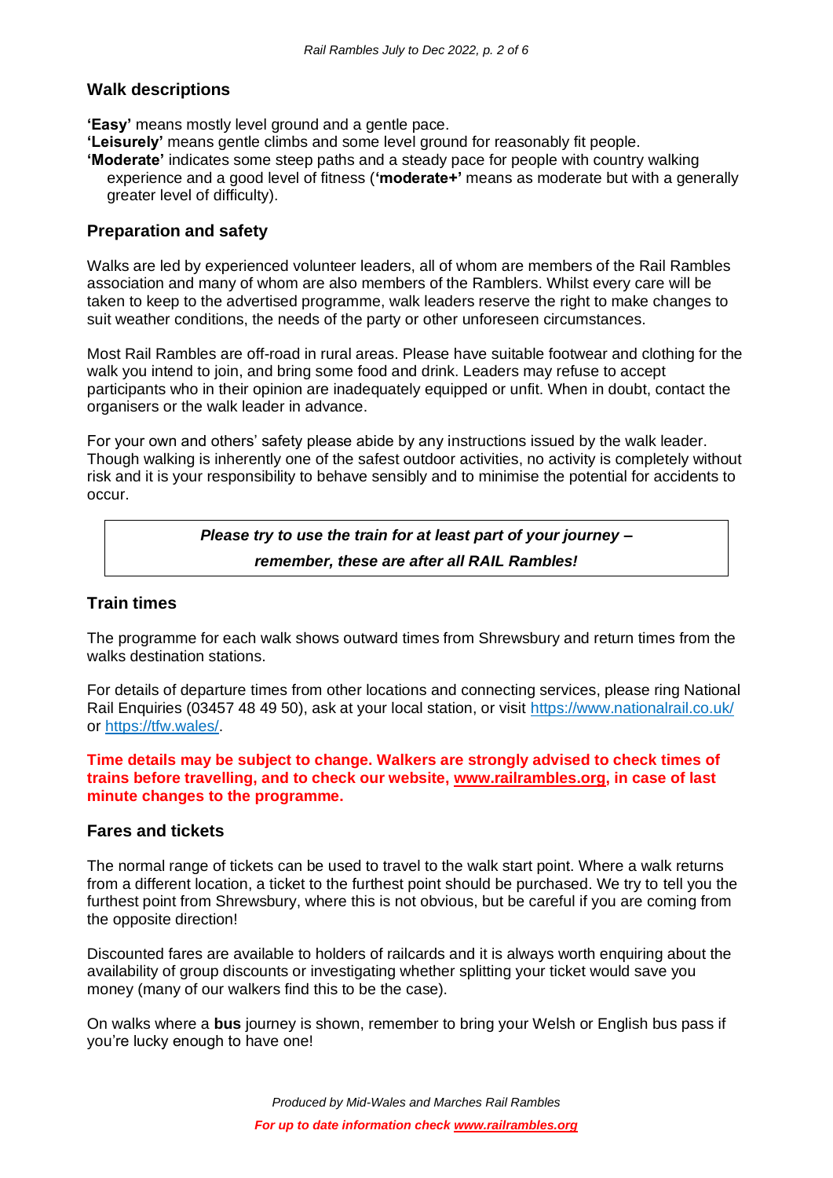## Walk descriptions

**'Easy'** means mostly level ground and a gentle pace.
**'Leisurely'** means gentle climbs and some level ground for reasonably fit people.
**'Moderate'** indicates some steep paths and a steady pace for people with country walking experience and a good level of fitness (**'moderate+'** means as moderate but with a generally greater level of difficulty).

## Preparation and safety

Walks are led by experienced volunteer leaders, all of whom are members of the Rail Rambles association and many of whom are also members of the Ramblers. Whilst every care will be taken to keep to the advertised programme, walk leaders reserve the right to make changes to suit weather conditions, the needs of the party or other unforeseen circumstances.

Most Rail Rambles are off-road in rural areas. Please have suitable footwear and clothing for the walk you intend to join, and bring some food and drink. Leaders may refuse to accept participants who in their opinion are inadequately equipped or unfit. When in doubt, contact the organisers or the walk leader in advance.

For your own and others' safety please abide by any instructions issued by the walk leader. Though walking is inherently one of the safest outdoor activities, no activity is completely without risk and it is your responsibility to behave sensibly and to minimise the potential for accidents to occur.

> ***Please try to use the train for at least part of your journey – remember, these are after all RAIL Rambles!***

## Train times

The programme for each walk shows outward times from Shrewsbury and return times from the walks destination stations.

For details of departure times from other locations and connecting services, please ring National Rail Enquiries (03457 48 49 50), ask at your local station, or visit https://www.nationalrail.co.uk/ or https://tfw.wales/.

**Time details may be subject to change. Walkers are strongly advised to check times of trains before travelling, and to check our website, www.railrambles.org, in case of last minute changes to the programme.**

## Fares and tickets

The normal range of tickets can be used to travel to the walk start point. Where a walk returns from a different location, a ticket to the furthest point should be purchased. We try to tell you the furthest point from Shrewsbury, where this is not obvious, but be careful if you are coming from the opposite direction!

Discounted fares are available to holders of railcards and it is always worth enquiring about the availability of group discounts or investigating whether splitting your ticket would save you money (many of our walkers find this to be the case).

On walks where a **bus** journey is shown, remember to bring your Welsh or English bus pass if you're lucky enough to have one!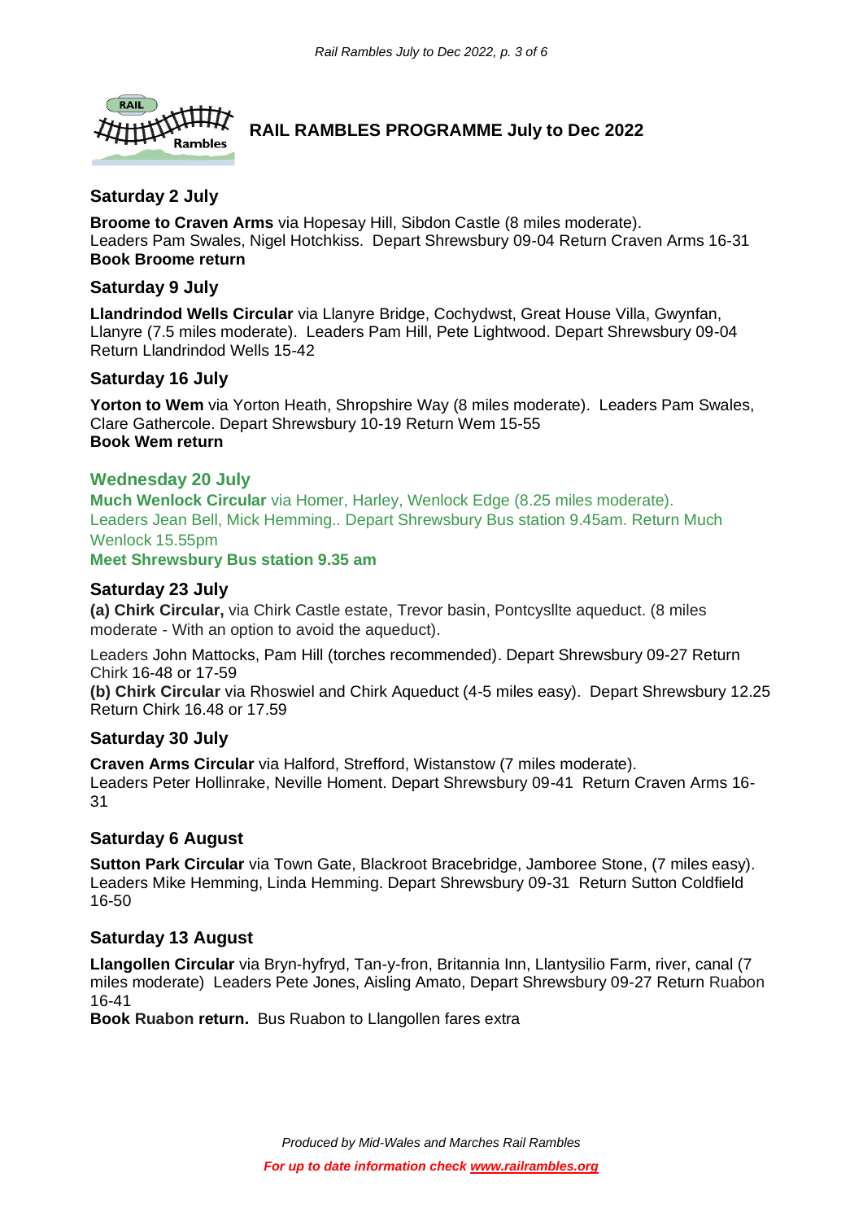# RAIL RAMBLES PROGRAMME July to Dec 2022

## Saturday 2 July

**Broome to Craven Arms** via Hopesay Hill, Sibdon Castle (8 miles moderate).
Leaders Pam Swales, Nigel Hotchkiss. Depart Shrewsbury 09-04 Return Craven Arms 16-31
**Book Broome return**

## Saturday 9 July

**Llandrindod Wells Circular** via Llanyre Bridge, Cochydwst, Great House Villa, Gwynfan, Llanyre (7.5 miles moderate). Leaders Pam Hill, Pete Lightwood. Depart Shrewsbury 09-04 Return Llandrindod Wells 15-42

## Saturday 16 July

**Yorton to Wem** via Yorton Heath, Shropshire Way (8 miles moderate). Leaders Pam Swales, Clare Gathercole. Depart Shrewsbury 10-19 Return Wem 15-55
**Book Wem return**

## Wednesday 20 July

**Much Wenlock Circular** via Homer, Harley, Wenlock Edge (8.25 miles moderate).
Leaders Jean Bell, Mick Hemming.. Depart Shrewsbury Bus station 9.45am. Return Much Wenlock 15.55pm
**Meet Shrewsbury Bus station 9.35 am**

## Saturday 23 July

**(a) Chirk Circular,** via Chirk Castle estate, Trevor basin, Pontcysllte aqueduct. (8 miles moderate - With an option to avoid the aqueduct).

Leaders John Mattocks, Pam Hill (torches recommended). Depart Shrewsbury 09-27 Return Chirk 16-48 or 17-59
**(b) Chirk Circular** via Rhoswiel and Chirk Aqueduct (4-5 miles easy). Depart Shrewsbury 12.25 Return Chirk 16.48 or 17.59

## Saturday 30 July

**Craven Arms Circular** via Halford, Strefford, Wistanstow (7 miles moderate).
Leaders Peter Hollinrake, Neville Homent. Depart Shrewsbury 09-41 Return Craven Arms 16-31

## Saturday 6 August

**Sutton Park Circular** via Town Gate, Blackroot Bracebridge, Jamboree Stone, (7 miles easy).
Leaders Mike Hemming, Linda Hemming. Depart Shrewsbury 09-31 Return Sutton Coldfield 16-50

## Saturday 13 August

**Llangollen Circular** via Bryn-hyfryd, Tan-y-fron, Britannia Inn, Llantysilio Farm, river, canal (7 miles moderate) Leaders Pete Jones, Aisling Amato, Depart Shrewsbury 09-27 Return Ruabon 16-41
**Book Ruabon return.** Bus Ruabon to Llangollen fares extra

*Produced by Mid-Wales and Marches Rail Rambles*

***For up to date information check www.railrambles.org***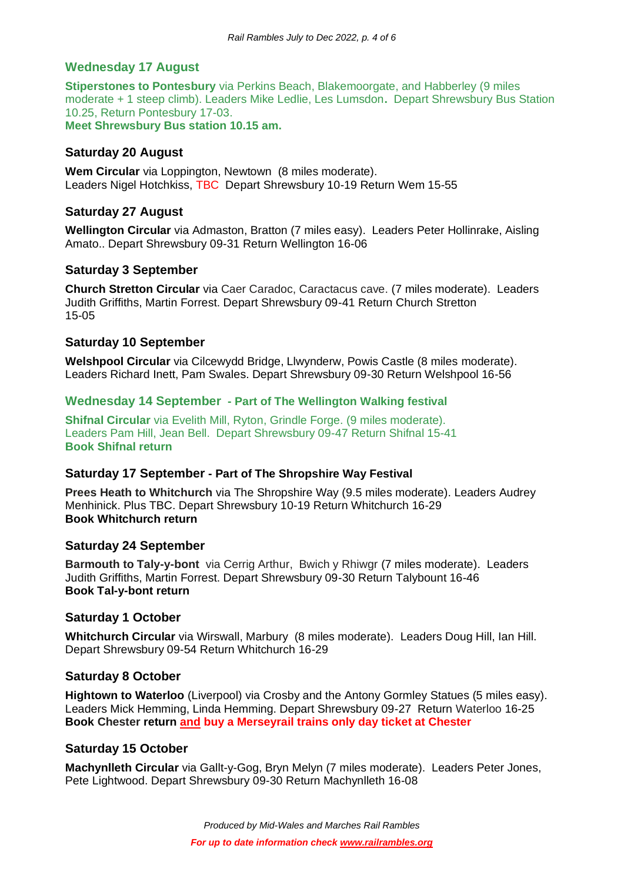### Wednesday 17 August

**Stiperstones to Pontesbury** via Perkins Beach, Blakemoorgate, and Habberley (9 miles moderate + 1 steep climb). Leaders Mike Ledlie, Les Lumsdon. Depart Shrewsbury Bus Station 10.25, Return Pontesbury 17-03.
**Meet Shrewsbury Bus station 10.15 am.**

### Saturday 20 August

**Wem Circular** via Loppington, Newtown (8 miles moderate).
Leaders Nigel Hotchkiss, TBC Depart Shrewsbury 10-19 Return Wem 15-55

### Saturday 27 August

**Wellington Circular** via Admaston, Bratton (7 miles easy). Leaders Peter Hollinrake, Aisling Amato.. Depart Shrewsbury 09-31 Return Wellington 16-06

### Saturday 3 September

**Church Stretton Circular** via Caer Caradoc, Caractacus cave. (7 miles moderate). Leaders Judith Griffiths, Martin Forrest. Depart Shrewsbury 09-41 Return Church Stretton 15-05

### Saturday 10 September

**Welshpool Circular** via Cilcewydd Bridge, Llwynderw, Powis Castle (8 miles moderate). Leaders Richard Inett, Pam Swales. Depart Shrewsbury 09-30 Return Welshpool 16-56

### Wednesday 14 September - Part of The Wellington Walking festival

**Shifnal Circular** via Evelith Mill, Ryton, Grindle Forge. (9 miles moderate). Leaders Pam Hill, Jean Bell. Depart Shrewsbury 09-47 Return Shifnal 15-41
**Book Shifnal return**

### Saturday 17 September - Part of The Shropshire Way Festival

**Prees Heath to Whitchurch** via The Shropshire Way (9.5 miles moderate). Leaders Audrey Menhinick. Plus TBC. Depart Shrewsbury 10-19 Return Whitchurch 16-29
**Book Whitchurch return**

### Saturday 24 September

**Barmouth to Taly-y-bont** via Cerrig Arthur, Bwich y Rhiwgr (7 miles moderate). Leaders Judith Griffiths, Martin Forrest. Depart Shrewsbury 09-30 Return Talybount 16-46
**Book Tal-y-bont return**

### Saturday 1 October

**Whitchurch Circular** via Wirswall, Marbury (8 miles moderate). Leaders Doug Hill, Ian Hill. Depart Shrewsbury 09-54 Return Whitchurch 16-29

### Saturday 8 October

**Hightown to Waterloo** (Liverpool) via Crosby and the Antony Gormley Statues (5 miles easy). Leaders Mick Hemming, Linda Hemming. Depart Shrewsbury 09-27 Return Waterloo 16-25
**Book Chester return <u>and</u> buy a Merseyrail trains only day ticket at Chester**

### Saturday 15 October

**Machynlleth Circular** via Gallt-y-Gog, Bryn Melyn (7 miles moderate). Leaders Peter Jones, Pete Lightwood. Depart Shrewsbury 09-30 Return Machynlleth 16-08

*Produced by Mid-Wales and Marches Rail Rambles*

***For up to date information check www.railrambles.org***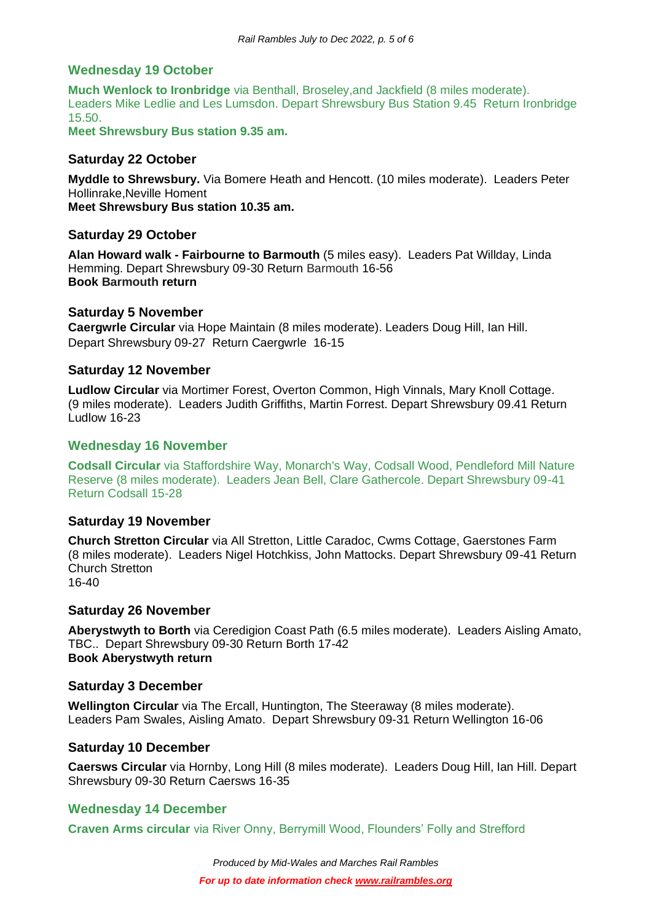## Wednesday 19 October

**Much Wenlock to Ironbridge** via Benthall, Broseley,and Jackfield (8 miles moderate). Leaders Mike Ledlie and Les Lumsdon. Depart Shrewsbury Bus Station 9.45 Return Ironbridge 15.50.
**Meet Shrewsbury Bus station 9.35 am.**

## Saturday 22 October

**Myddle to Shrewsbury.** Via Bomere Heath and Hencott. (10 miles moderate). Leaders Peter Hollinrake,Neville Homent
**Meet Shrewsbury Bus station 10.35 am.**

## Saturday 29 October

**Alan Howard walk - Fairbourne to Barmouth** (5 miles easy). Leaders Pat Willday, Linda Hemming. Depart Shrewsbury 09-30 Return Barmouth 16-56
**Book Barmouth return**

## Saturday 5 November

**Caergwrle Circular** via Hope Maintain (8 miles moderate). Leaders Doug Hill, Ian Hill. Depart Shrewsbury 09-27 Return Caergwrle 16-15

## Saturday 12 November

**Ludlow Circular** via Mortimer Forest, Overton Common, High Vinnals, Mary Knoll Cottage. (9 miles moderate). Leaders Judith Griffiths, Martin Forrest. Depart Shrewsbury 09.41 Return Ludlow 16-23

## Wednesday 16 November

**Codsall Circular** via Staffordshire Way, Monarch's Way, Codsall Wood, Pendleford Mill Nature Reserve (8 miles moderate). Leaders Jean Bell, Clare Gathercole. Depart Shrewsbury 09-41 Return Codsall 15-28

## Saturday 19 November

**Church Stretton Circular** via All Stretton, Little Caradoc, Cwms Cottage, Gaerstones Farm (8 miles moderate). Leaders Nigel Hotchkiss, John Mattocks. Depart Shrewsbury 09-41 Return Church Stretton
16-40

## Saturday 26 November

**Aberystwyth to Borth** via Ceredigion Coast Path (6.5 miles moderate). Leaders Aisling Amato, TBC.. Depart Shrewsbury 09-30 Return Borth 17-42
**Book Aberystwyth return**

## Saturday 3 December

**Wellington Circular** via The Ercall, Huntington, The Steeraway (8 miles moderate). Leaders Pam Swales, Aisling Amato. Depart Shrewsbury 09-31 Return Wellington 16-06

## Saturday 10 December

**Caersws Circular** via Hornby, Long Hill (8 miles moderate). Leaders Doug Hill, Ian Hill. Depart Shrewsbury 09-30 Return Caersws 16-35

## Wednesday 14 December

**Craven Arms circular** via River Onny, Berrymill Wood, Flounders' Folly and Strefford

*Produced by Mid-Wales and Marches Rail Rambles*

***For up to date information check [www.railrambles.org](www.railrambles.org)***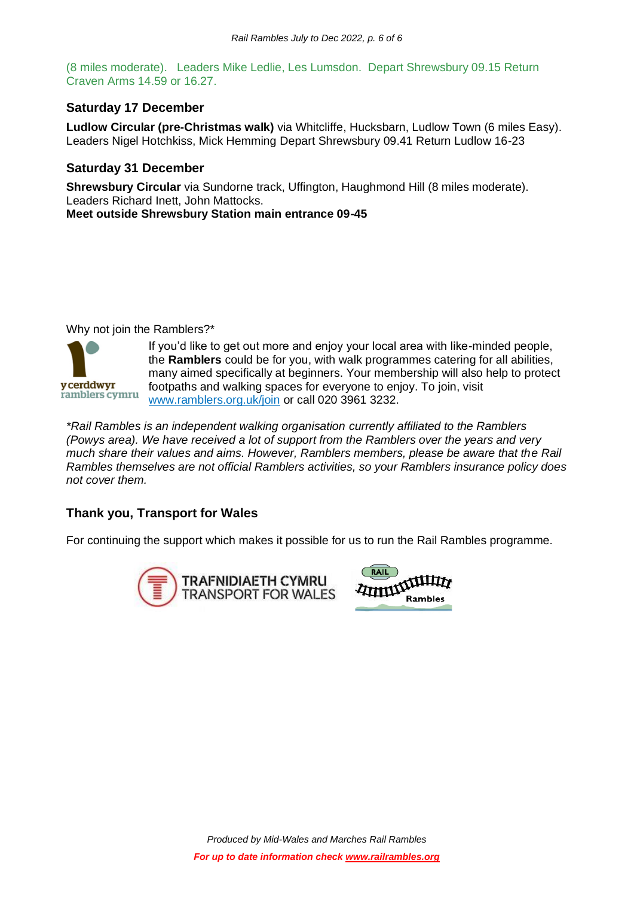(8 miles moderate). Leaders Mike Ledlie, Les Lumsdon. Depart Shrewsbury 09.15 Return Craven Arms 14.59 or 16.27.

### Saturday 17 December

**Ludlow Circular (pre-Christmas walk)** via Whitcliffe, Hucksbarn, Ludlow Town (6 miles Easy). Leaders Nigel Hotchkiss, Mick Hemming Depart Shrewsbury 09.41 Return Ludlow 16-23

### Saturday 31 December

**Shrewsbury Circular** via Sundorne track, Uffington, Haughmond Hill (8 miles moderate). Leaders Richard Inett, John Mattocks.
**Meet outside Shrewsbury Station main entrance 09-45**

Why not join the Ramblers?*

y cerddwyr
ramblers cymru

If you'd like to get out more and enjoy your local area with like-minded people, the **Ramblers** could be for you, with walk programmes catering for all abilities, many aimed specifically at beginners. Your membership will also help to protect footpaths and walking spaces for everyone to enjoy. To join, visit [www.ramblers.org.uk/join](http://www.ramblers.org.uk/join) or call 020 3961 3232.

*\*Rail Rambles is an independent walking organisation currently affiliated to the Ramblers (Powys area). We have received a lot of support from the Ramblers over the years and very much share their values and aims. However, Ramblers members, please be aware that the Rail Rambles themselves are not official Ramblers activities, so your Ramblers insurance policy does not cover them.*

### Thank you, Transport for Wales

For continuing the support which makes it possible for us to run the Rail Rambles programme.

TRAFNIDIAETH CYMRU
TRANSPORT FOR WALES

RAIL
Rambles

*Produced by Mid-Wales and Marches Rail Rambles*

***For up to date information check [www.railrambles.org](http://www.railrambles.org)***